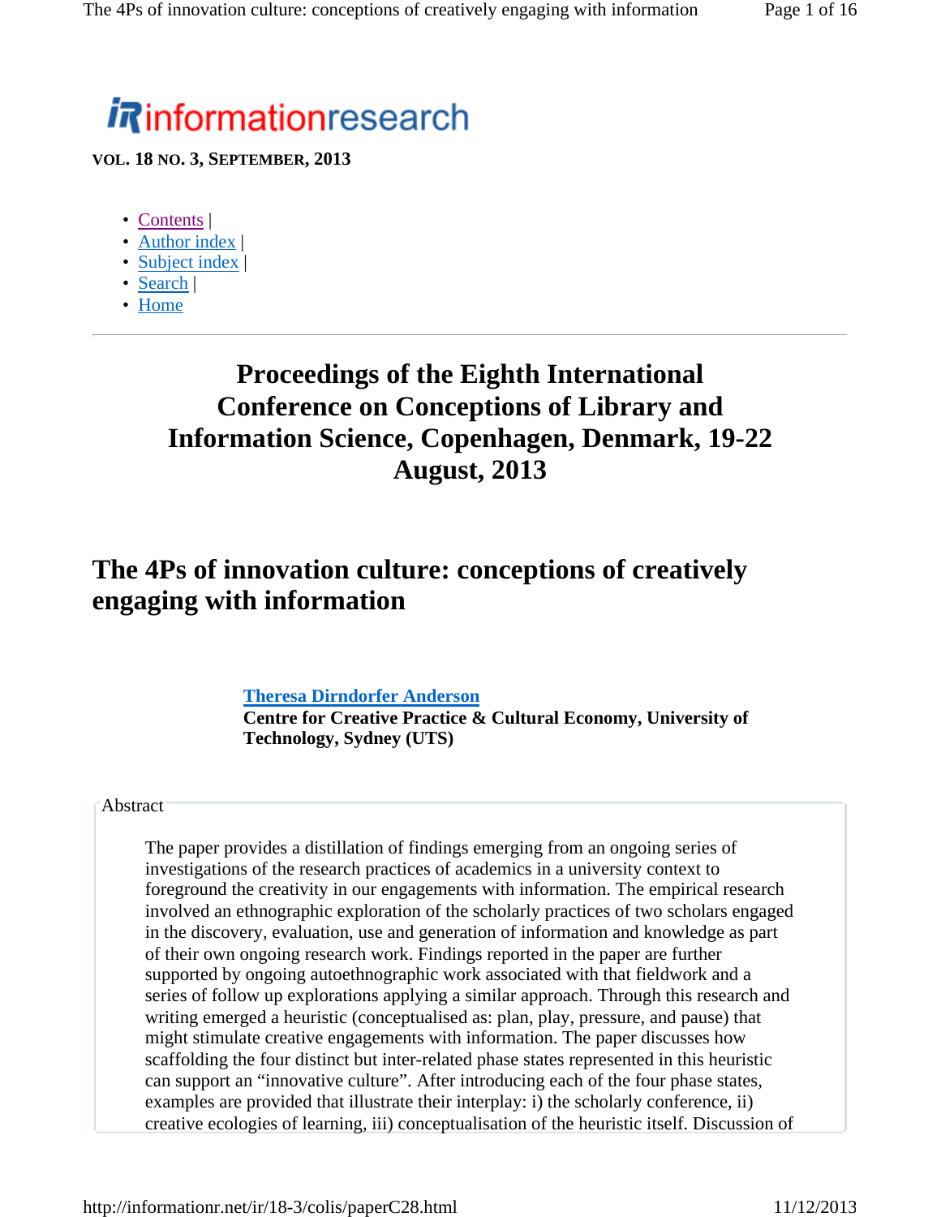informationresearch

**VOL. 18 NO. 3, SEPTEMBER, 2013**

- Contents |
- Author index |
- Subject index |
- Search |
- Home

---

# Proceedings of the Eighth International Conference on Conceptions of Library and Information Science, Copenhagen, Denmark, 19-22 August, 2013

## The 4Ps of innovation culture: conceptions of creatively engaging with information

**Theresa Dirndorfer Anderson**
**Centre for Creative Practice & Cultural Economy, University of Technology, Sydney (UTS)**

Abstract

The paper provides a distillation of findings emerging from an ongoing series of investigations of the research practices of academics in a university context to foreground the creativity in our engagements with information. The empirical research involved an ethnographic exploration of the scholarly practices of two scholars engaged in the discovery, evaluation, use and generation of information and knowledge as part of their own ongoing research work. Findings reported in the paper are further supported by ongoing autoethnographic work associated with that fieldwork and a series of follow up explorations applying a similar approach. Through this research and writing emerged a heuristic (conceptualised as: plan, play, pressure, and pause) that might stimulate creative engagements with information. The paper discusses how scaffolding the four distinct but inter-related phase states represented in this heuristic can support an "innovative culture". After introducing each of the four phase states, examples are provided that illustrate their interplay: i) the scholarly conference, ii) creative ecologies of learning, iii) conceptualisation of the heuristic itself. Discussion of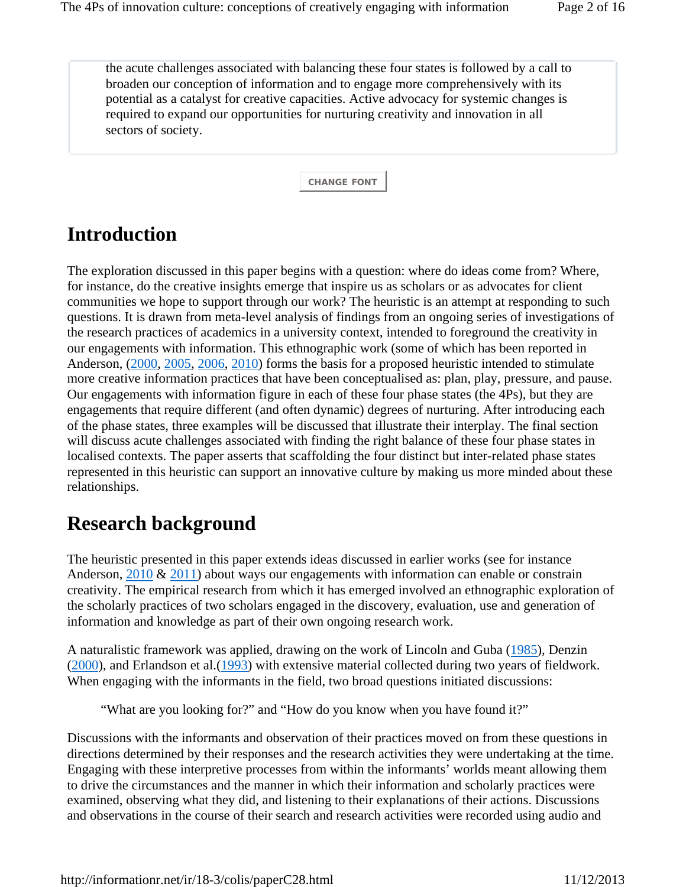the acute challenges associated with balancing these four states is followed by a call to broaden our conception of information and to engage more comprehensively with its potential as a catalyst for creative capacities. Active advocacy for systemic changes is required to expand our opportunities for nurturing creativity and innovation in all sectors of society.

CHANGE FONT

## Introduction

The exploration discussed in this paper begins with a question: where do ideas come from? Where, for instance, do the creative insights emerge that inspire us as scholars or as advocates for client communities we hope to support through our work? The heuristic is an attempt at responding to such questions. It is drawn from meta-level analysis of findings from an ongoing series of investigations of the research practices of academics in a university context, intended to foreground the creativity in our engagements with information. This ethnographic work (some of which has been reported in Anderson, (2000, 2005, 2006, 2010) forms the basis for a proposed heuristic intended to stimulate more creative information practices that have been conceptualised as: plan, play, pressure, and pause. Our engagements with information figure in each of these four phase states (the 4Ps), but they are engagements that require different (and often dynamic) degrees of nurturing. After introducing each of the phase states, three examples will be discussed that illustrate their interplay. The final section will discuss acute challenges associated with finding the right balance of these four phase states in localised contexts. The paper asserts that scaffolding the four distinct but inter-related phase states represented in this heuristic can support an innovative culture by making us more minded about these relationships.

## Research background

The heuristic presented in this paper extends ideas discussed in earlier works (see for instance Anderson, 2010 & 2011) about ways our engagements with information can enable or constrain creativity. The empirical research from which it has emerged involved an ethnographic exploration of the scholarly practices of two scholars engaged in the discovery, evaluation, use and generation of information and knowledge as part of their own ongoing research work.

A naturalistic framework was applied, drawing on the work of Lincoln and Guba (1985), Denzin (2000), and Erlandson et al.(1993) with extensive material collected during two years of fieldwork. When engaging with the informants in the field, two broad questions initiated discussions:

> "What are you looking for?" and "How do you know when you have found it?"

Discussions with the informants and observation of their practices moved on from these questions in directions determined by their responses and the research activities they were undertaking at the time. Engaging with these interpretive processes from within the informants' worlds meant allowing them to drive the circumstances and the manner in which their information and scholarly practices were examined, observing what they did, and listening to their explanations of their actions. Discussions and observations in the course of their search and research activities were recorded using audio and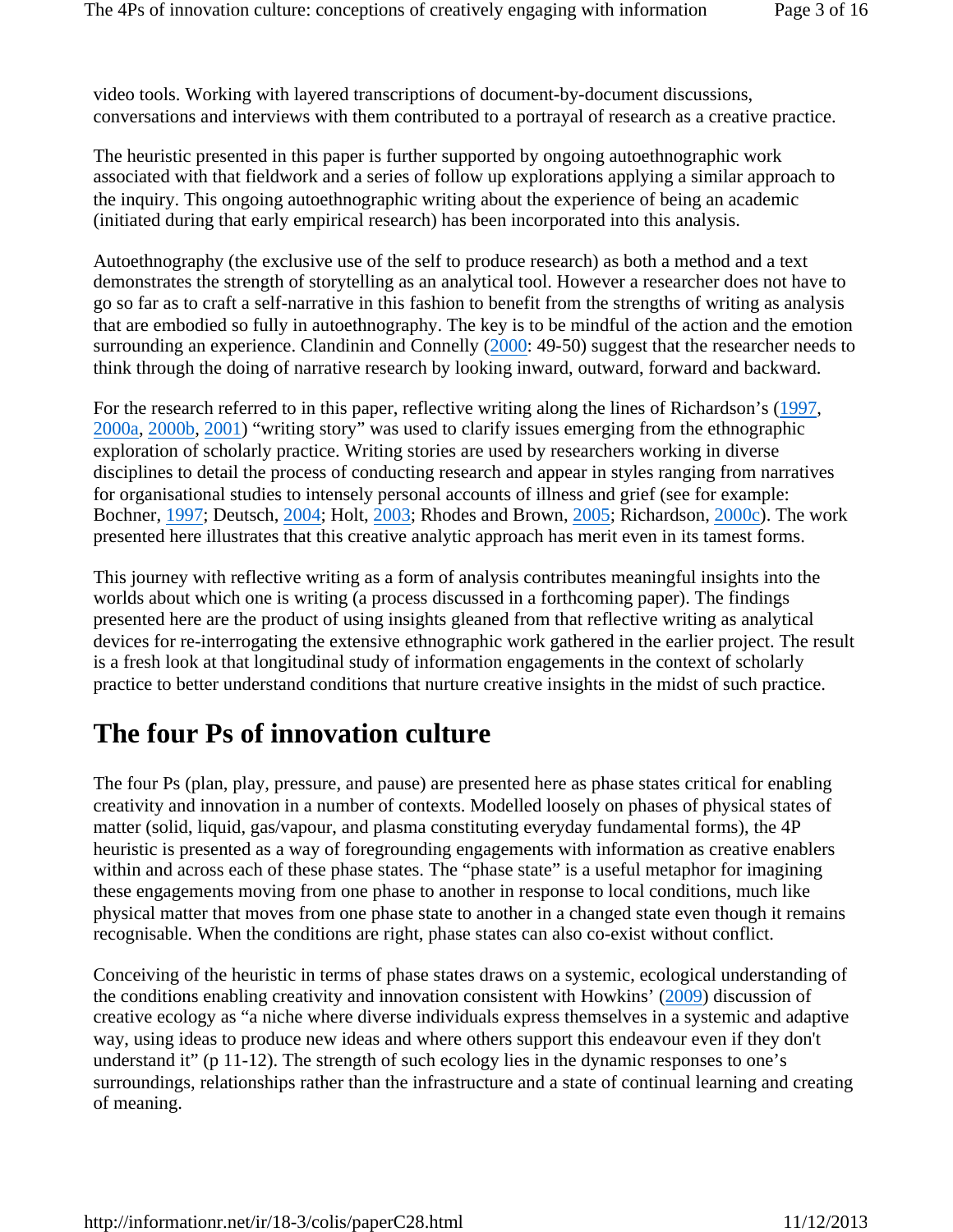video tools. Working with layered transcriptions of document-by-document discussions, conversations and interviews with them contributed to a portrayal of research as a creative practice.

The heuristic presented in this paper is further supported by ongoing autoethnographic work associated with that fieldwork and a series of follow up explorations applying a similar approach to the inquiry. This ongoing autoethnographic writing about the experience of being an academic (initiated during that early empirical research) has been incorporated into this analysis.

Autoethnography (the exclusive use of the self to produce research) as both a method and a text demonstrates the strength of storytelling as an analytical tool. However a researcher does not have to go so far as to craft a self-narrative in this fashion to benefit from the strengths of writing as analysis that are embodied so fully in autoethnography. The key is to be mindful of the action and the emotion surrounding an experience. Clandinin and Connelly (2000: 49-50) suggest that the researcher needs to think through the doing of narrative research by looking inward, outward, forward and backward.

For the research referred to in this paper, reflective writing along the lines of Richardson's (1997, 2000a, 2000b, 2001) "writing story" was used to clarify issues emerging from the ethnographic exploration of scholarly practice. Writing stories are used by researchers working in diverse disciplines to detail the process of conducting research and appear in styles ranging from narratives for organisational studies to intensely personal accounts of illness and grief (see for example: Bochner, 1997; Deutsch, 2004; Holt, 2003; Rhodes and Brown, 2005; Richardson, 2000c). The work presented here illustrates that this creative analytic approach has merit even in its tamest forms.

This journey with reflective writing as a form of analysis contributes meaningful insights into the worlds about which one is writing (a process discussed in a forthcoming paper). The findings presented here are the product of using insights gleaned from that reflective writing as analytical devices for re-interrogating the extensive ethnographic work gathered in the earlier project. The result is a fresh look at that longitudinal study of information engagements in the context of scholarly practice to better understand conditions that nurture creative insights in the midst of such practice.

## The four Ps of innovation culture

The four Ps (plan, play, pressure, and pause) are presented here as phase states critical for enabling creativity and innovation in a number of contexts. Modelled loosely on phases of physical states of matter (solid, liquid, gas/vapour, and plasma constituting everyday fundamental forms), the 4P heuristic is presented as a way of foregrounding engagements with information as creative enablers within and across each of these phase states. The "phase state" is a useful metaphor for imagining these engagements moving from one phase to another in response to local conditions, much like physical matter that moves from one phase state to another in a changed state even though it remains recognisable. When the conditions are right, phase states can also co-exist without conflict.

Conceiving of the heuristic in terms of phase states draws on a systemic, ecological understanding of the conditions enabling creativity and innovation consistent with Howkins' (2009) discussion of creative ecology as "a niche where diverse individuals express themselves in a systemic and adaptive way, using ideas to produce new ideas and where others support this endeavour even if they don't understand it" (p 11-12). The strength of such ecology lies in the dynamic responses to one's surroundings, relationships rather than the infrastructure and a state of continual learning and creating of meaning.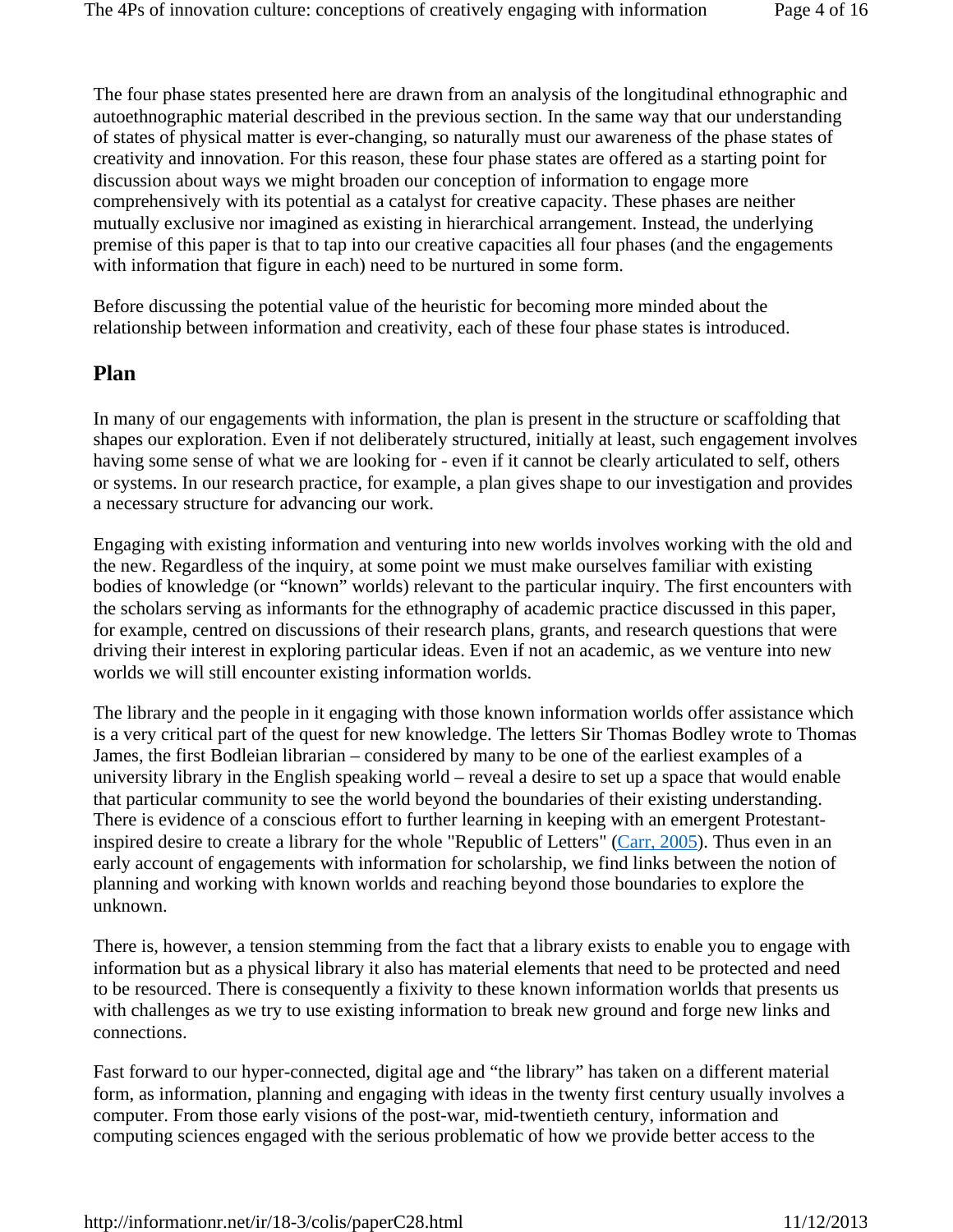The four phase states presented here are drawn from an analysis of the longitudinal ethnographic and autoethnographic material described in the previous section. In the same way that our understanding of states of physical matter is ever-changing, so naturally must our awareness of the phase states of creativity and innovation. For this reason, these four phase states are offered as a starting point for discussion about ways we might broaden our conception of information to engage more comprehensively with its potential as a catalyst for creative capacity. These phases are neither mutually exclusive nor imagined as existing in hierarchical arrangement. Instead, the underlying premise of this paper is that to tap into our creative capacities all four phases (and the engagements with information that figure in each) need to be nurtured in some form.

Before discussing the potential value of the heuristic for becoming more minded about the relationship between information and creativity, each of these four phase states is introduced.

## Plan

In many of our engagements with information, the plan is present in the structure or scaffolding that shapes our exploration. Even if not deliberately structured, initially at least, such engagement involves having some sense of what we are looking for - even if it cannot be clearly articulated to self, others or systems. In our research practice, for example, a plan gives shape to our investigation and provides a necessary structure for advancing our work.

Engaging with existing information and venturing into new worlds involves working with the old and the new. Regardless of the inquiry, at some point we must make ourselves familiar with existing bodies of knowledge (or "known" worlds) relevant to the particular inquiry. The first encounters with the scholars serving as informants for the ethnography of academic practice discussed in this paper, for example, centred on discussions of their research plans, grants, and research questions that were driving their interest in exploring particular ideas. Even if not an academic, as we venture into new worlds we will still encounter existing information worlds.

The library and the people in it engaging with those known information worlds offer assistance which is a very critical part of the quest for new knowledge. The letters Sir Thomas Bodley wrote to Thomas James, the first Bodleian librarian – considered by many to be one of the earliest examples of a university library in the English speaking world – reveal a desire to set up a space that would enable that particular community to see the world beyond the boundaries of their existing understanding. There is evidence of a conscious effort to further learning in keeping with an emergent Protestant-inspired desire to create a library for the whole "Republic of Letters" (Carr, 2005). Thus even in an early account of engagements with information for scholarship, we find links between the notion of planning and working with known worlds and reaching beyond those boundaries to explore the unknown.

There is, however, a tension stemming from the fact that a library exists to enable you to engage with information but as a physical library it also has material elements that need to be protected and need to be resourced. There is consequently a fixivity to these known information worlds that presents us with challenges as we try to use existing information to break new ground and forge new links and connections.

Fast forward to our hyper-connected, digital age and "the library" has taken on a different material form, as information, planning and engaging with ideas in the twenty first century usually involves a computer. From those early visions of the post-war, mid-twentieth century, information and computing sciences engaged with the serious problematic of how we provide better access to the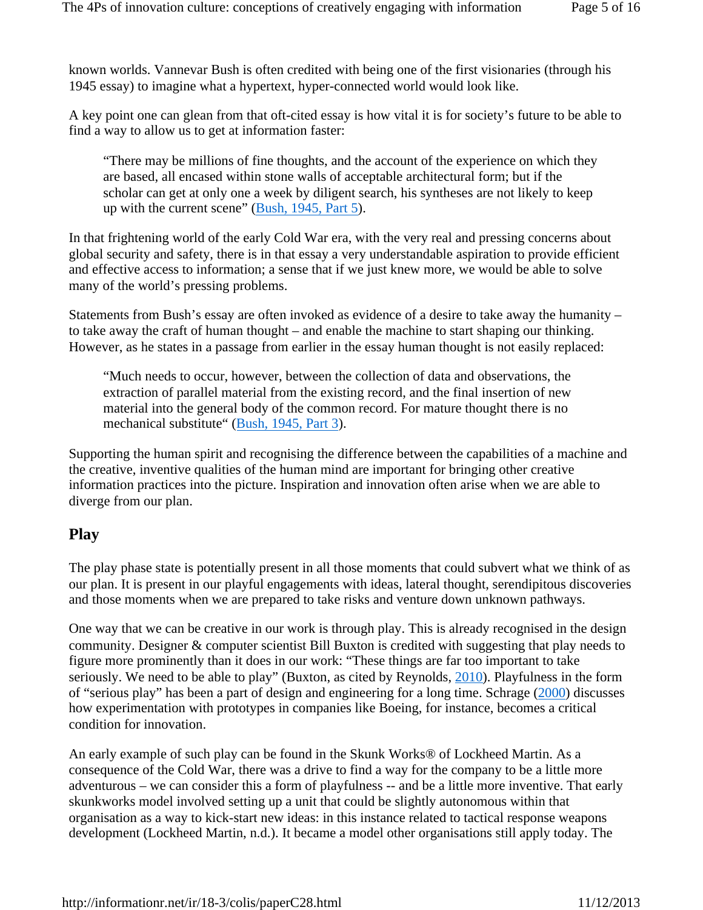known worlds. Vannevar Bush is often credited with being one of the first visionaries (through his 1945 essay) to imagine what a hypertext, hyper-connected world would look like.

A key point one can glean from that oft-cited essay is how vital it is for society's future to be able to find a way to allow us to get at information faster:

> "There may be millions of fine thoughts, and the account of the experience on which they are based, all encased within stone walls of acceptable architectural form; but if the scholar can get at only one a week by diligent search, his syntheses are not likely to keep up with the current scene" (Bush, 1945, Part 5).

In that frightening world of the early Cold War era, with the very real and pressing concerns about global security and safety, there is in that essay a very understandable aspiration to provide efficient and effective access to information; a sense that if we just knew more, we would be able to solve many of the world's pressing problems.

Statements from Bush's essay are often invoked as evidence of a desire to take away the humanity – to take away the craft of human thought – and enable the machine to start shaping our thinking. However, as he states in a passage from earlier in the essay human thought is not easily replaced:

> "Much needs to occur, however, between the collection of data and observations, the extraction of parallel material from the existing record, and the final insertion of new material into the general body of the common record. For mature thought there is no mechanical substitute" (Bush, 1945, Part 3).

Supporting the human spirit and recognising the difference between the capabilities of a machine and the creative, inventive qualities of the human mind are important for bringing other creative information practices into the picture. Inspiration and innovation often arise when we are able to diverge from our plan.

## Play

The play phase state is potentially present in all those moments that could subvert what we think of as our plan. It is present in our playful engagements with ideas, lateral thought, serendipitous discoveries and those moments when we are prepared to take risks and venture down unknown pathways.

One way that we can be creative in our work is through play. This is already recognised in the design community. Designer & computer scientist Bill Buxton is credited with suggesting that play needs to figure more prominently than it does in our work: "These things are far too important to take seriously. We need to be able to play" (Buxton, as cited by Reynolds, 2010). Playfulness in the form of "serious play" has been a part of design and engineering for a long time. Schrage (2000) discusses how experimentation with prototypes in companies like Boeing, for instance, becomes a critical condition for innovation.

An early example of such play can be found in the Skunk Works® of Lockheed Martin. As a consequence of the Cold War, there was a drive to find a way for the company to be a little more adventurous – we can consider this a form of playfulness -- and be a little more inventive. That early skunkworks model involved setting up a unit that could be slightly autonomous within that organisation as a way to kick-start new ideas: in this instance related to tactical response weapons development (Lockheed Martin, n.d.). It became a model other organisations still apply today. The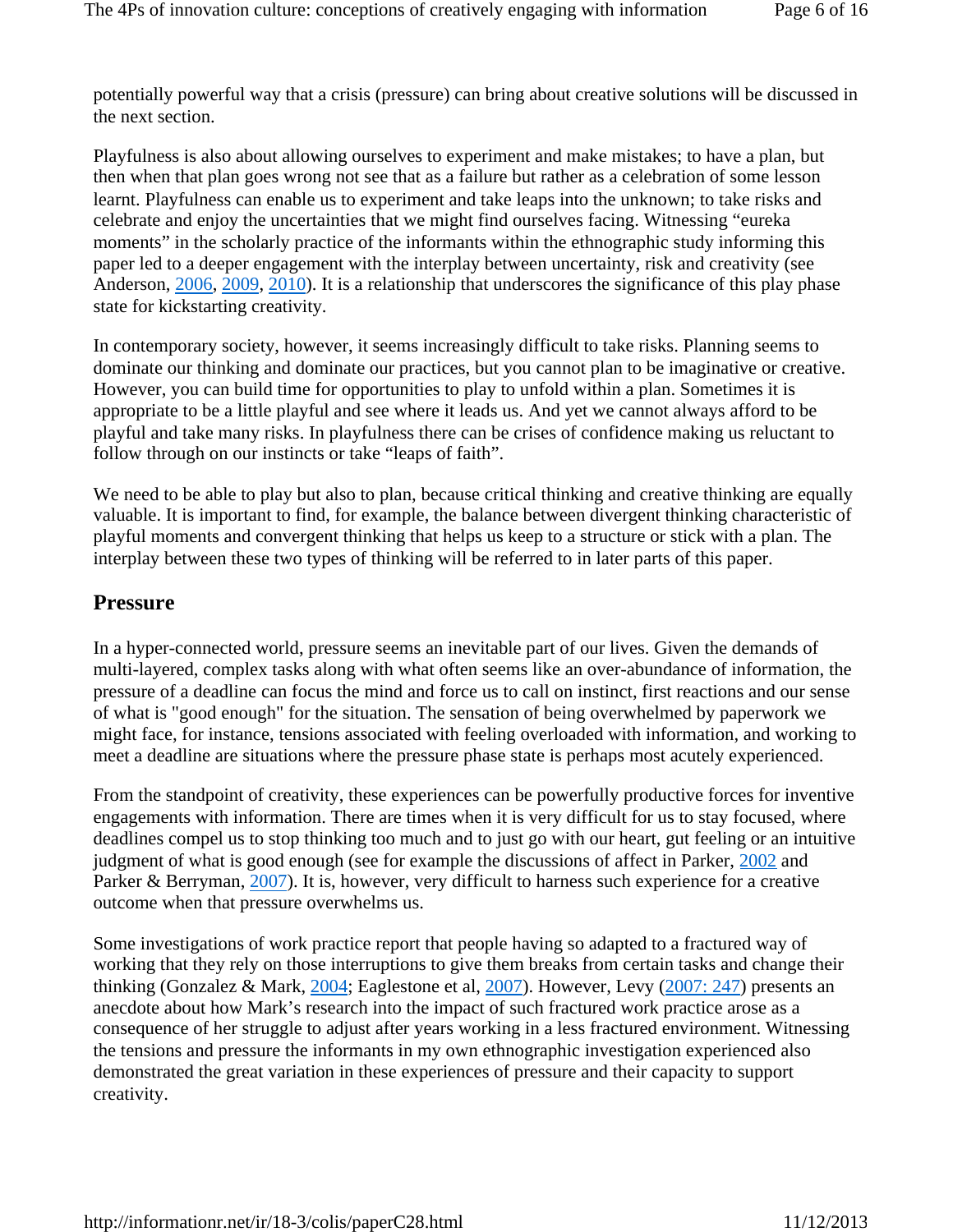potentially powerful way that a crisis (pressure) can bring about creative solutions will be discussed in the next section.

Playfulness is also about allowing ourselves to experiment and make mistakes; to have a plan, but then when that plan goes wrong not see that as a failure but rather as a celebration of some lesson learnt. Playfulness can enable us to experiment and take leaps into the unknown; to take risks and celebrate and enjoy the uncertainties that we might find ourselves facing. Witnessing "eureka moments" in the scholarly practice of the informants within the ethnographic study informing this paper led to a deeper engagement with the interplay between uncertainty, risk and creativity (see Anderson, 2006, 2009, 2010). It is a relationship that underscores the significance of this play phase state for kickstarting creativity.

In contemporary society, however, it seems increasingly difficult to take risks. Planning seems to dominate our thinking and dominate our practices, but you cannot plan to be imaginative or creative. However, you can build time for opportunities to play to unfold within a plan. Sometimes it is appropriate to be a little playful and see where it leads us. And yet we cannot always afford to be playful and take many risks. In playfulness there can be crises of confidence making us reluctant to follow through on our instincts or take "leaps of faith".

We need to be able to play but also to plan, because critical thinking and creative thinking are equally valuable. It is important to find, for example, the balance between divergent thinking characteristic of playful moments and convergent thinking that helps us keep to a structure or stick with a plan. The interplay between these two types of thinking will be referred to in later parts of this paper.

## Pressure

In a hyper-connected world, pressure seems an inevitable part of our lives. Given the demands of multi-layered, complex tasks along with what often seems like an over-abundance of information, the pressure of a deadline can focus the mind and force us to call on instinct, first reactions and our sense of what is "good enough" for the situation. The sensation of being overwhelmed by paperwork we might face, for instance, tensions associated with feeling overloaded with information, and working to meet a deadline are situations where the pressure phase state is perhaps most acutely experienced.

From the standpoint of creativity, these experiences can be powerfully productive forces for inventive engagements with information. There are times when it is very difficult for us to stay focused, where deadlines compel us to stop thinking too much and to just go with our heart, gut feeling or an intuitive judgment of what is good enough (see for example the discussions of affect in Parker, 2002 and Parker & Berryman, 2007). It is, however, very difficult to harness such experience for a creative outcome when that pressure overwhelms us.

Some investigations of work practice report that people having so adapted to a fractured way of working that they rely on those interruptions to give them breaks from certain tasks and change their thinking (Gonzalez & Mark, 2004; Eaglestone et al, 2007). However, Levy (2007: 247) presents an anecdote about how Mark's research into the impact of such fractured work practice arose as a consequence of her struggle to adjust after years working in a less fractured environment. Witnessing the tensions and pressure the informants in my own ethnographic investigation experienced also demonstrated the great variation in these experiences of pressure and their capacity to support creativity.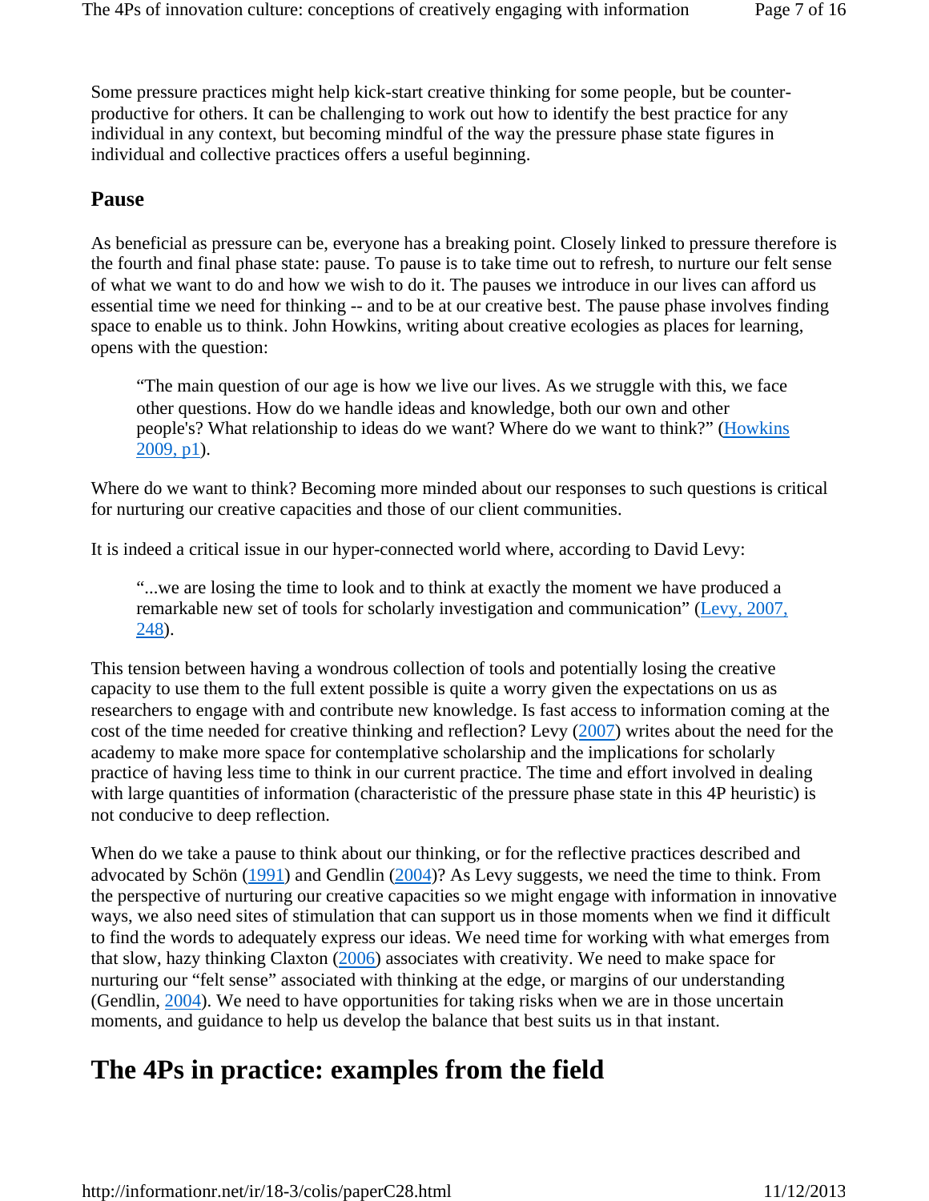Some pressure practices might help kick-start creative thinking for some people, but be counter-productive for others. It can be challenging to work out how to identify the best practice for any individual in any context, but becoming mindful of the way the pressure phase state figures in individual and collective practices offers a useful beginning.

### Pause

As beneficial as pressure can be, everyone has a breaking point. Closely linked to pressure therefore is the fourth and final phase state: pause. To pause is to take time out to refresh, to nurture our felt sense of what we want to do and how we wish to do it. The pauses we introduce in our lives can afford us essential time we need for thinking -- and to be at our creative best. The pause phase involves finding space to enable us to think. John Howkins, writing about creative ecologies as places for learning, opens with the question:

> "The main question of our age is how we live our lives. As we struggle with this, we face other questions. How do we handle ideas and knowledge, both our own and other people's? What relationship to ideas do we want? Where do we want to think?" (Howkins 2009, p1).

Where do we want to think? Becoming more minded about our responses to such questions is critical for nurturing our creative capacities and those of our client communities.

It is indeed a critical issue in our hyper-connected world where, according to David Levy:

> "...we are losing the time to look and to think at exactly the moment we have produced a remarkable new set of tools for scholarly investigation and communication" (Levy, 2007, 248).

This tension between having a wondrous collection of tools and potentially losing the creative capacity to use them to the full extent possible is quite a worry given the expectations on us as researchers to engage with and contribute new knowledge. Is fast access to information coming at the cost of the time needed for creative thinking and reflection? Levy (2007) writes about the need for the academy to make more space for contemplative scholarship and the implications for scholarly practice of having less time to think in our current practice. The time and effort involved in dealing with large quantities of information (characteristic of the pressure phase state in this 4P heuristic) is not conducive to deep reflection.

When do we take a pause to think about our thinking, or for the reflective practices described and advocated by Schön (1991) and Gendlin (2004)? As Levy suggests, we need the time to think. From the perspective of nurturing our creative capacities so we might engage with information in innovative ways, we also need sites of stimulation that can support us in those moments when we find it difficult to find the words to adequately express our ideas. We need time for working with what emerges from that slow, hazy thinking Claxton (2006) associates with creativity. We need to make space for nurturing our "felt sense" associated with thinking at the edge, or margins of our understanding (Gendlin, 2004). We need to have opportunities for taking risks when we are in those uncertain moments, and guidance to help us develop the balance that best suits us in that instant.

## The 4Ps in practice: examples from the field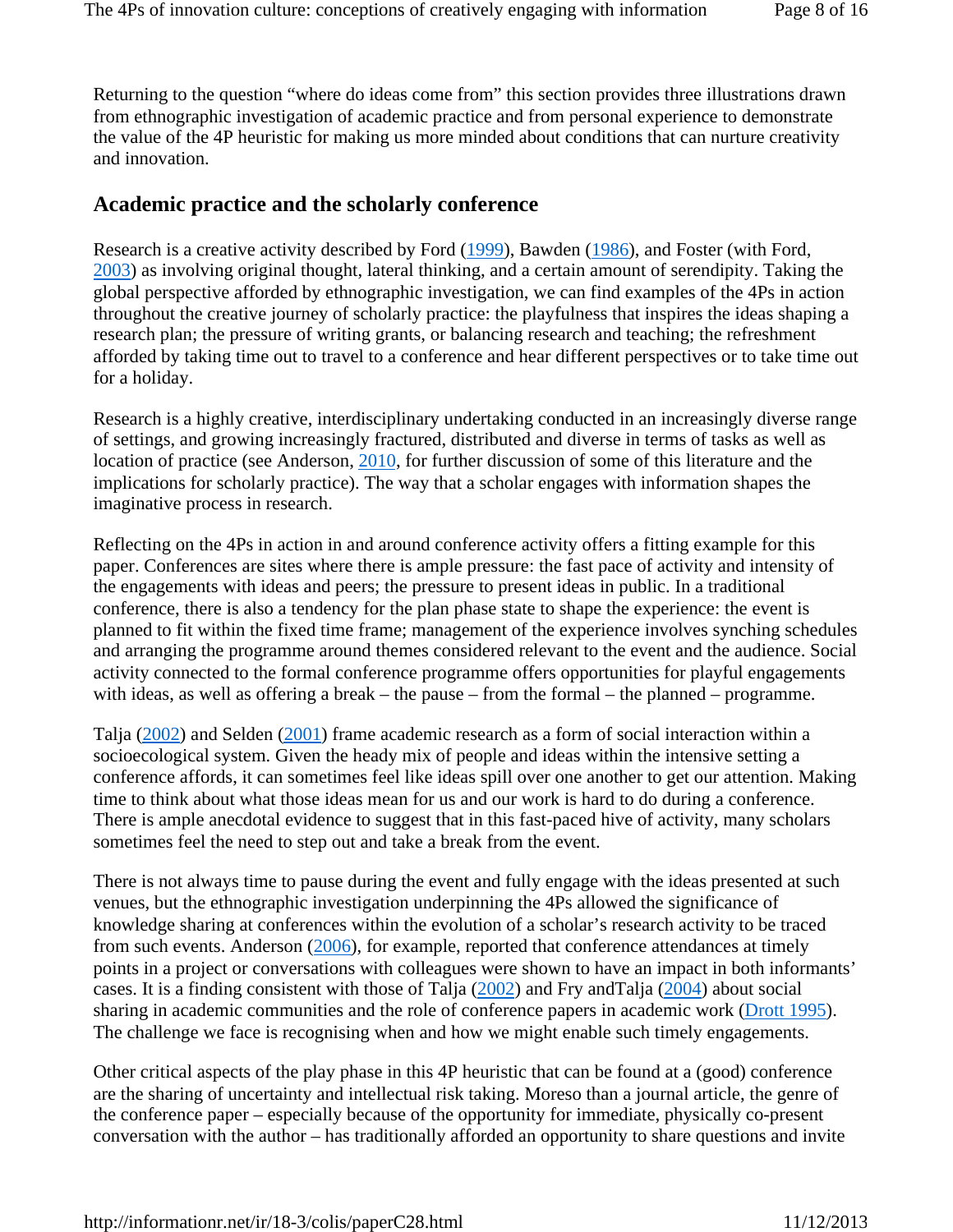Returning to the question “where do ideas come from” this section provides three illustrations drawn from ethnographic investigation of academic practice and from personal experience to demonstrate the value of the 4P heuristic for making us more minded about conditions that can nurture creativity and innovation.

## Academic practice and the scholarly conference

Research is a creative activity described by Ford (1999), Bawden (1986), and Foster (with Ford, 2003) as involving original thought, lateral thinking, and a certain amount of serendipity. Taking the global perspective afforded by ethnographic investigation, we can find examples of the 4Ps in action throughout the creative journey of scholarly practice: the playfulness that inspires the ideas shaping a research plan; the pressure of writing grants, or balancing research and teaching; the refreshment afforded by taking time out to travel to a conference and hear different perspectives or to take time out for a holiday.

Research is a highly creative, interdisciplinary undertaking conducted in an increasingly diverse range of settings, and growing increasingly fractured, distributed and diverse in terms of tasks as well as location of practice (see Anderson, 2010, for further discussion of some of this literature and the implications for scholarly practice). The way that a scholar engages with information shapes the imaginative process in research.

Reflecting on the 4Ps in action in and around conference activity offers a fitting example for this paper. Conferences are sites where there is ample pressure: the fast pace of activity and intensity of the engagements with ideas and peers; the pressure to present ideas in public. In a traditional conference, there is also a tendency for the plan phase state to shape the experience: the event is planned to fit within the fixed time frame; management of the experience involves synching schedules and arranging the programme around themes considered relevant to the event and the audience. Social activity connected to the formal conference programme offers opportunities for playful engagements with ideas, as well as offering a break – the pause – from the formal – the planned – programme.

Talja (2002) and Selden (2001) frame academic research as a form of social interaction within a socioecological system. Given the heady mix of people and ideas within the intensive setting a conference affords, it can sometimes feel like ideas spill over one another to get our attention. Making time to think about what those ideas mean for us and our work is hard to do during a conference. There is ample anecdotal evidence to suggest that in this fast-paced hive of activity, many scholars sometimes feel the need to step out and take a break from the event.

There is not always time to pause during the event and fully engage with the ideas presented at such venues, but the ethnographic investigation underpinning the 4Ps allowed the significance of knowledge sharing at conferences within the evolution of a scholar’s research activity to be traced from such events. Anderson (2006), for example, reported that conference attendances at timely points in a project or conversations with colleagues were shown to have an impact in both informants’ cases. It is a finding consistent with those of Talja (2002) and Fry andTalja (2004) about social sharing in academic communities and the role of conference papers in academic work (Drott 1995). The challenge we face is recognising when and how we might enable such timely engagements.

Other critical aspects of the play phase in this 4P heuristic that can be found at a (good) conference are the sharing of uncertainty and intellectual risk taking. Moreso than a journal article, the genre of the conference paper – especially because of the opportunity for immediate, physically co-present conversation with the author – has traditionally afforded an opportunity to share questions and invite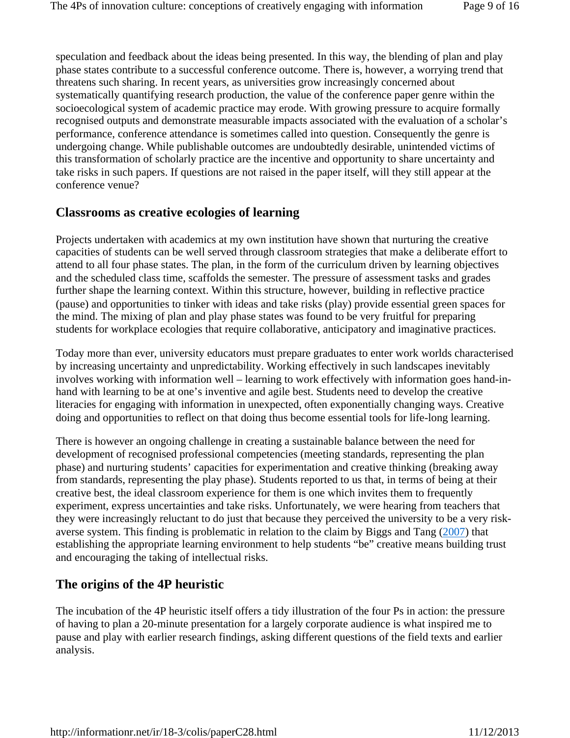speculation and feedback about the ideas being presented. In this way, the blending of plan and play phase states contribute to a successful conference outcome. There is, however, a worrying trend that threatens such sharing. In recent years, as universities grow increasingly concerned about systematically quantifying research production, the value of the conference paper genre within the socioecological system of academic practice may erode. With growing pressure to acquire formally recognised outputs and demonstrate measurable impacts associated with the evaluation of a scholar's performance, conference attendance is sometimes called into question. Consequently the genre is undergoing change. While publishable outcomes are undoubtedly desirable, unintended victims of this transformation of scholarly practice are the incentive and opportunity to share uncertainty and take risks in such papers. If questions are not raised in the paper itself, will they still appear at the conference venue?

## Classrooms as creative ecologies of learning

Projects undertaken with academics at my own institution have shown that nurturing the creative capacities of students can be well served through classroom strategies that make a deliberate effort to attend to all four phase states. The plan, in the form of the curriculum driven by learning objectives and the scheduled class time, scaffolds the semester. The pressure of assessment tasks and grades further shape the learning context. Within this structure, however, building in reflective practice (pause) and opportunities to tinker with ideas and take risks (play) provide essential green spaces for the mind. The mixing of plan and play phase states was found to be very fruitful for preparing students for workplace ecologies that require collaborative, anticipatory and imaginative practices.

Today more than ever, university educators must prepare graduates to enter work worlds characterised by increasing uncertainty and unpredictability. Working effectively in such landscapes inevitably involves working with information well – learning to work effectively with information goes hand-in-hand with learning to be at one's inventive and agile best. Students need to develop the creative literacies for engaging with information in unexpected, often exponentially changing ways. Creative doing and opportunities to reflect on that doing thus become essential tools for life-long learning.

There is however an ongoing challenge in creating a sustainable balance between the need for development of recognised professional competencies (meeting standards, representing the plan phase) and nurturing students' capacities for experimentation and creative thinking (breaking away from standards, representing the play phase). Students reported to us that, in terms of being at their creative best, the ideal classroom experience for them is one which invites them to frequently experiment, express uncertainties and take risks. Unfortunately, we were hearing from teachers that they were increasingly reluctant to do just that because they perceived the university to be a very risk-averse system. This finding is problematic in relation to the claim by Biggs and Tang (2007) that establishing the appropriate learning environment to help students "be" creative means building trust and encouraging the taking of intellectual risks.

## The origins of the 4P heuristic

The incubation of the 4P heuristic itself offers a tidy illustration of the four Ps in action: the pressure of having to plan a 20-minute presentation for a largely corporate audience is what inspired me to pause and play with earlier research findings, asking different questions of the field texts and earlier analysis.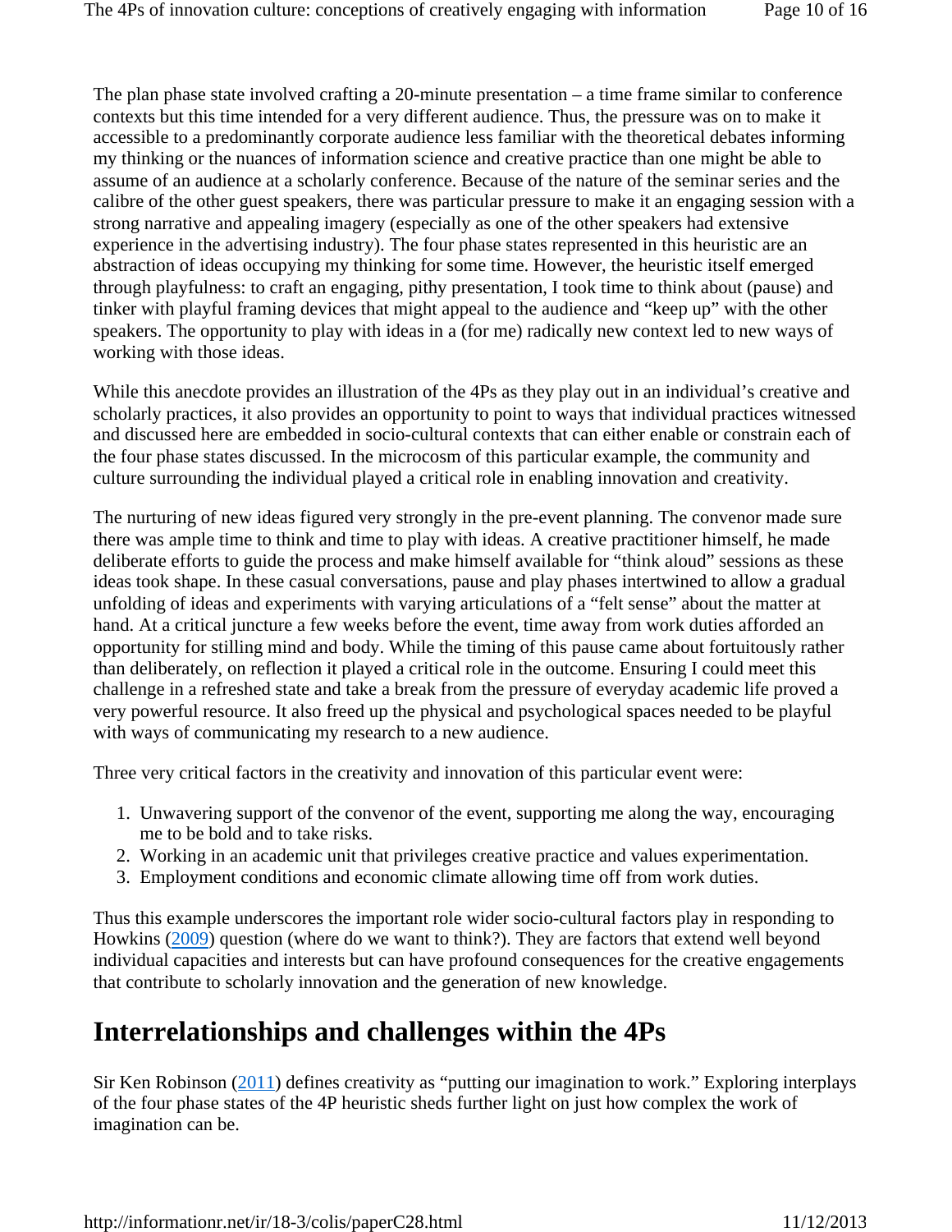The plan phase state involved crafting a 20-minute presentation – a time frame similar to conference contexts but this time intended for a very different audience. Thus, the pressure was on to make it accessible to a predominantly corporate audience less familiar with the theoretical debates informing my thinking or the nuances of information science and creative practice than one might be able to assume of an audience at a scholarly conference. Because of the nature of the seminar series and the calibre of the other guest speakers, there was particular pressure to make it an engaging session with a strong narrative and appealing imagery (especially as one of the other speakers had extensive experience in the advertising industry). The four phase states represented in this heuristic are an abstraction of ideas occupying my thinking for some time. However, the heuristic itself emerged through playfulness: to craft an engaging, pithy presentation, I took time to think about (pause) and tinker with playful framing devices that might appeal to the audience and "keep up" with the other speakers. The opportunity to play with ideas in a (for me) radically new context led to new ways of working with those ideas.

While this anecdote provides an illustration of the 4Ps as they play out in an individual's creative and scholarly practices, it also provides an opportunity to point to ways that individual practices witnessed and discussed here are embedded in socio-cultural contexts that can either enable or constrain each of the four phase states discussed. In the microcosm of this particular example, the community and culture surrounding the individual played a critical role in enabling innovation and creativity.

The nurturing of new ideas figured very strongly in the pre-event planning. The convenor made sure there was ample time to think and time to play with ideas. A creative practitioner himself, he made deliberate efforts to guide the process and make himself available for "think aloud" sessions as these ideas took shape. In these casual conversations, pause and play phases intertwined to allow a gradual unfolding of ideas and experiments with varying articulations of a "felt sense" about the matter at hand. At a critical juncture a few weeks before the event, time away from work duties afforded an opportunity for stilling mind and body. While the timing of this pause came about fortuitously rather than deliberately, on reflection it played a critical role in the outcome. Ensuring I could meet this challenge in a refreshed state and take a break from the pressure of everyday academic life proved a very powerful resource. It also freed up the physical and psychological spaces needed to be playful with ways of communicating my research to a new audience.

Three very critical factors in the creativity and innovation of this particular event were:

1. Unwavering support of the convenor of the event, supporting me along the way, encouraging me to be bold and to take risks.
2. Working in an academic unit that privileges creative practice and values experimentation.
3. Employment conditions and economic climate allowing time off from work duties.

Thus this example underscores the important role wider socio-cultural factors play in responding to Howkins (2009) question (where do we want to think?). They are factors that extend well beyond individual capacities and interests but can have profound consequences for the creative engagements that contribute to scholarly innovation and the generation of new knowledge.

## Interrelationships and challenges within the 4Ps

Sir Ken Robinson (2011) defines creativity as "putting our imagination to work." Exploring interplays of the four phase states of the 4P heuristic sheds further light on just how complex the work of imagination can be.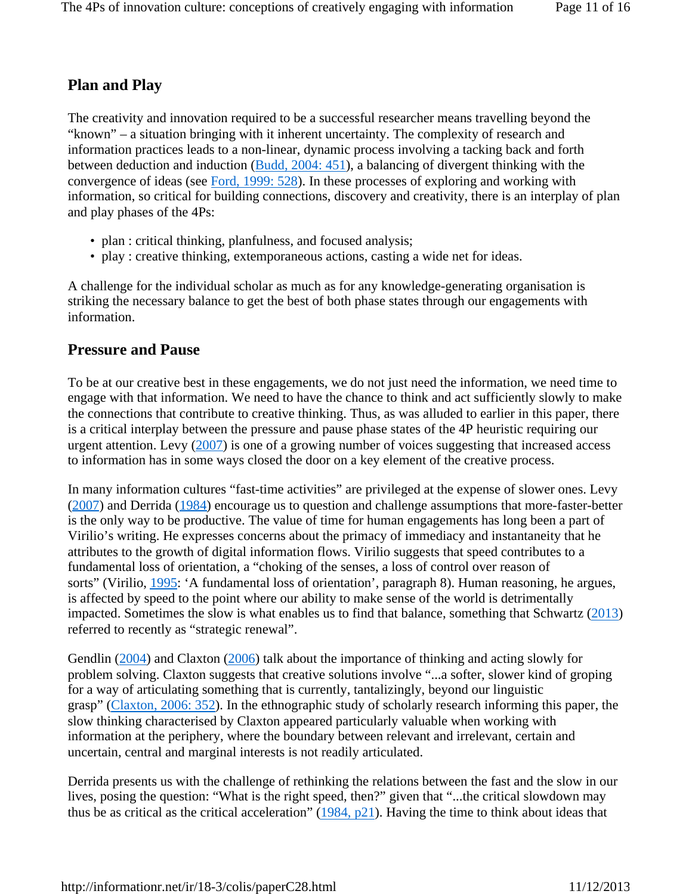## Plan and Play

The creativity and innovation required to be a successful researcher means travelling beyond the "known" – a situation bringing with it inherent uncertainty. The complexity of research and information practices leads to a non-linear, dynamic process involving a tacking back and forth between deduction and induction (Budd, 2004: 451), a balancing of divergent thinking with the convergence of ideas (see Ford, 1999: 528). In these processes of exploring and working with information, so critical for building connections, discovery and creativity, there is an interplay of plan and play phases of the 4Ps:

- plan : critical thinking, planfulness, and focused analysis;
- play : creative thinking, extemporaneous actions, casting a wide net for ideas.

A challenge for the individual scholar as much as for any knowledge-generating organisation is striking the necessary balance to get the best of both phase states through our engagements with information.

## Pressure and Pause

To be at our creative best in these engagements, we do not just need the information, we need time to engage with that information. We need to have the chance to think and act sufficiently slowly to make the connections that contribute to creative thinking. Thus, as was alluded to earlier in this paper, there is a critical interplay between the pressure and pause phase states of the 4P heuristic requiring our urgent attention. Levy (2007) is one of a growing number of voices suggesting that increased access to information has in some ways closed the door on a key element of the creative process.

In many information cultures "fast-time activities" are privileged at the expense of slower ones. Levy (2007) and Derrida (1984) encourage us to question and challenge assumptions that more-faster-better is the only way to be productive. The value of time for human engagements has long been a part of Virilio's writing. He expresses concerns about the primacy of immediacy and instantaneity that he attributes to the growth of digital information flows. Virilio suggests that speed contributes to a fundamental loss of orientation, a "choking of the senses, a loss of control over reason of sorts" (Virilio, 1995: 'A fundamental loss of orientation', paragraph 8). Human reasoning, he argues, is affected by speed to the point where our ability to make sense of the world is detrimentally impacted. Sometimes the slow is what enables us to find that balance, something that Schwartz (2013) referred to recently as "strategic renewal".

Gendlin (2004) and Claxton (2006) talk about the importance of thinking and acting slowly for problem solving. Claxton suggests that creative solutions involve "...a softer, slower kind of groping for a way of articulating something that is currently, tantalizingly, beyond our linguistic grasp" (Claxton, 2006: 352). In the ethnographic study of scholarly research informing this paper, the slow thinking characterised by Claxton appeared particularly valuable when working with information at the periphery, where the boundary between relevant and irrelevant, certain and uncertain, central and marginal interests is not readily articulated.

Derrida presents us with the challenge of rethinking the relations between the fast and the slow in our lives, posing the question: "What is the right speed, then?" given that "...the critical slowdown may thus be as critical as the critical acceleration" (1984, p21). Having the time to think about ideas that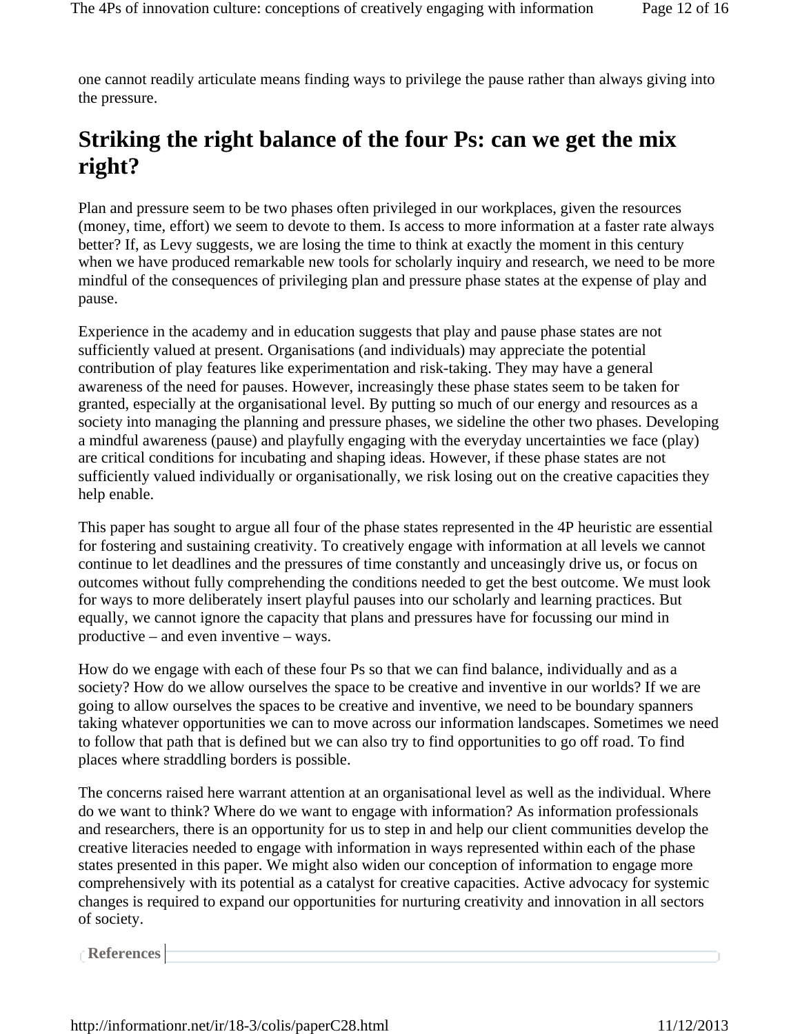one cannot readily articulate means finding ways to privilege the pause rather than always giving into the pressure.

## Striking the right balance of the four Ps: can we get the mix right?

Plan and pressure seem to be two phases often privileged in our workplaces, given the resources (money, time, effort) we seem to devote to them. Is access to more information at a faster rate always better? If, as Levy suggests, we are losing the time to think at exactly the moment in this century when we have produced remarkable new tools for scholarly inquiry and research, we need to be more mindful of the consequences of privileging plan and pressure phase states at the expense of play and pause.

Experience in the academy and in education suggests that play and pause phase states are not sufficiently valued at present. Organisations (and individuals) may appreciate the potential contribution of play features like experimentation and risk-taking. They may have a general awareness of the need for pauses. However, increasingly these phase states seem to be taken for granted, especially at the organisational level. By putting so much of our energy and resources as a society into managing the planning and pressure phases, we sideline the other two phases. Developing a mindful awareness (pause) and playfully engaging with the everyday uncertainties we face (play) are critical conditions for incubating and shaping ideas. However, if these phase states are not sufficiently valued individually or organisationally, we risk losing out on the creative capacities they help enable.

This paper has sought to argue all four of the phase states represented in the 4P heuristic are essential for fostering and sustaining creativity. To creatively engage with information at all levels we cannot continue to let deadlines and the pressures of time constantly and unceasingly drive us, or focus on outcomes without fully comprehending the conditions needed to get the best outcome. We must look for ways to more deliberately insert playful pauses into our scholarly and learning practices. But equally, we cannot ignore the capacity that plans and pressures have for focussing our mind in productive – and even inventive – ways.

How do we engage with each of these four Ps so that we can find balance, individually and as a society? How do we allow ourselves the space to be creative and inventive in our worlds? If we are going to allow ourselves the spaces to be creative and inventive, we need to be boundary spanners taking whatever opportunities we can to move across our information landscapes. Sometimes we need to follow that path that is defined but we can also try to find opportunities to go off road. To find places where straddling borders is possible.

The concerns raised here warrant attention at an organisational level as well as the individual. Where do we want to think? Where do we want to engage with information? As information professionals and researchers, there is an opportunity for us to step in and help our client communities develop the creative literacies needed to engage with information in ways represented within each of the phase states presented in this paper. We might also widen our conception of information to engage more comprehensively with its potential as a catalyst for creative capacities. Active advocacy for systemic changes is required to expand our opportunities for nurturing creativity and innovation in all sectors of society.

**References**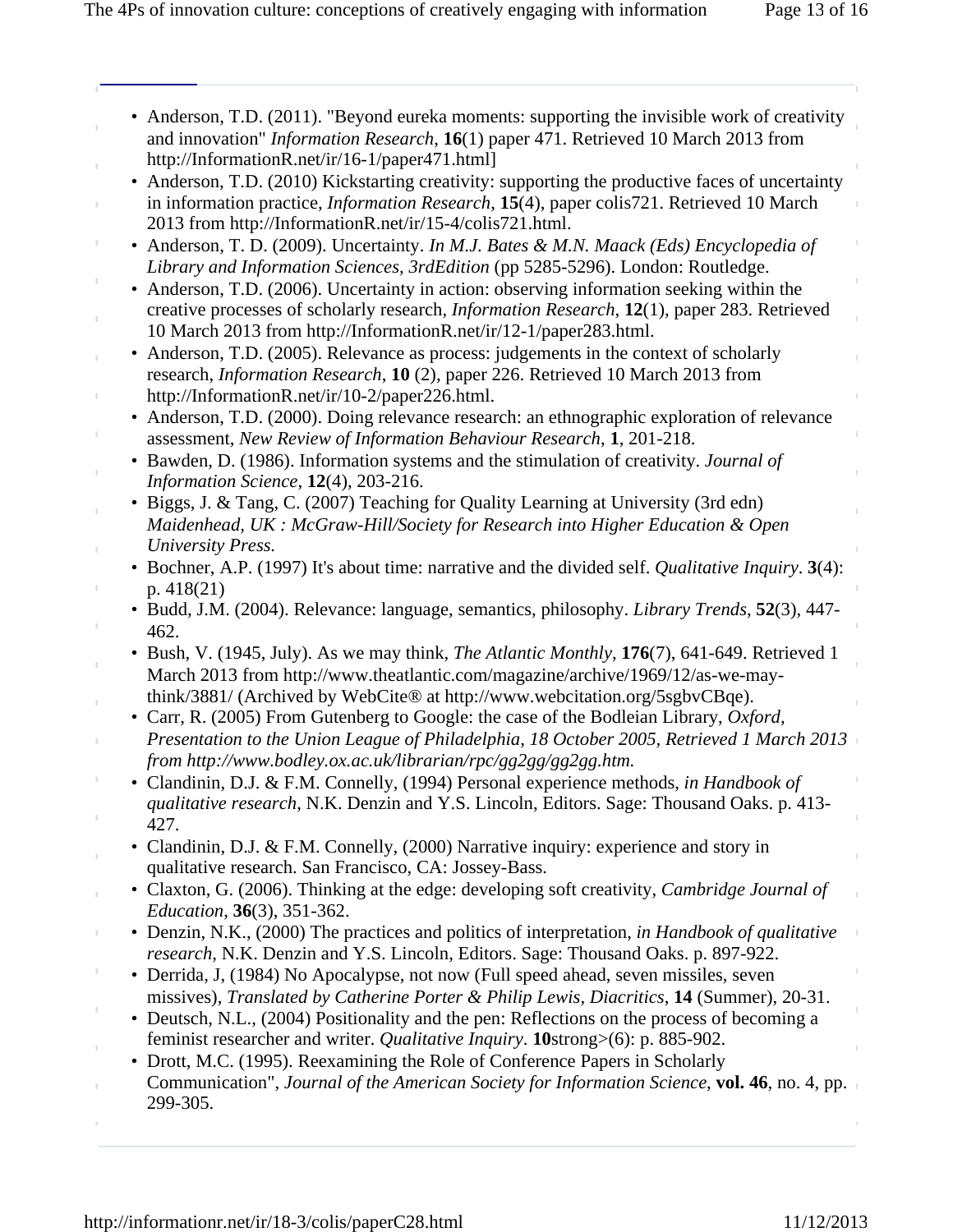- Anderson, T.D. (2011). "Beyond eureka moments: supporting the invisible work of creativity and innovation" *Information Research*, **16**(1) paper 471. Retrieved 10 March 2013 from http://InformationR.net/ir/16-1/paper471.html]
- Anderson, T.D. (2010) Kickstarting creativity: supporting the productive faces of uncertainty in information practice, *Information Research*, **15**(4), paper colis721. Retrieved 10 March 2013 from http://InformationR.net/ir/15-4/colis721.html.
- Anderson, T. D. (2009). Uncertainty. *In M.J. Bates & M.N. Maack (Eds) Encyclopedia of Library and Information Sciences, 3rdEdition* (pp 5285-5296). London: Routledge.
- Anderson, T.D. (2006). Uncertainty in action: observing information seeking within the creative processes of scholarly research, *Information Research*, **12**(1), paper 283. Retrieved 10 March 2013 from http://InformationR.net/ir/12-1/paper283.html.
- Anderson, T.D. (2005). Relevance as process: judgements in the context of scholarly research, *Information Research*, **10** (2), paper 226. Retrieved 10 March 2013 from http://InformationR.net/ir/10-2/paper226.html.
- Anderson, T.D. (2000). Doing relevance research: an ethnographic exploration of relevance assessment, *New Review of Information Behaviour Research*, **1**, 201-218.
- Bawden, D. (1986). Information systems and the stimulation of creativity. *Journal of Information Science*, **12**(4), 203-216.
- Biggs, J. & Tang, C. (2007) Teaching for Quality Learning at University (3rd edn) *Maidenhead, UK : McGraw-Hill/Society for Research into Higher Education & Open University Press.*
- Bochner, A.P. (1997) It's about time: narrative and the divided self. *Qualitative Inquiry*. **3**(4): p. 418(21)
- Budd, J.M. (2004). Relevance: language, semantics, philosophy. *Library Trends*, **52**(3), 447-462.
- Bush, V. (1945, July). As we may think, *The Atlantic Monthly*, **176**(7), 641-649. Retrieved 1 March 2013 from http://www.theatlantic.com/magazine/archive/1969/12/as-we-may-think/3881/ (Archived by WebCite® at http://www.webcitation.org/5sgbvCBqe).
- Carr, R. (2005) From Gutenberg to Google: the case of the Bodleian Library, *Oxford, Presentation to the Union League of Philadelphia, 18 October 2005, Retrieved 1 March 2013 from http://www.bodley.ox.ac.uk/librarian/rpc/gg2gg/gg2gg.htm.*
- Clandinin, D.J. & F.M. Connelly, (1994) Personal experience methods, *in Handbook of qualitative research*, N.K. Denzin and Y.S. Lincoln, Editors. Sage: Thousand Oaks. p. 413-427.
- Clandinin, D.J. & F.M. Connelly, (2000) Narrative inquiry: experience and story in qualitative research. San Francisco, CA: Jossey-Bass.
- Claxton, G. (2006). Thinking at the edge: developing soft creativity, *Cambridge Journal of Education*, **36**(3), 351-362.
- Denzin, N.K., (2000) The practices and politics of interpretation, *in Handbook of qualitative research*, N.K. Denzin and Y.S. Lincoln, Editors. Sage: Thousand Oaks. p. 897-922.
- Derrida, J, (1984) No Apocalypse, not now (Full speed ahead, seven missiles, seven missives), *Translated by Catherine Porter & Philip Lewis, Diacritics*, **14** (Summer), 20-31.
- Deutsch, N.L., (2004) Positionality and the pen: Reflections on the process of becoming a feminist researcher and writer. *Qualitative Inquiry*. **10**strong>(6): p. 885-902.
- Drott, M.C. (1995). Reexamining the Role of Conference Papers in Scholarly Communication", *Journal of the American Society for Information Science*, **vol. 46**, no. 4, pp. 299-305.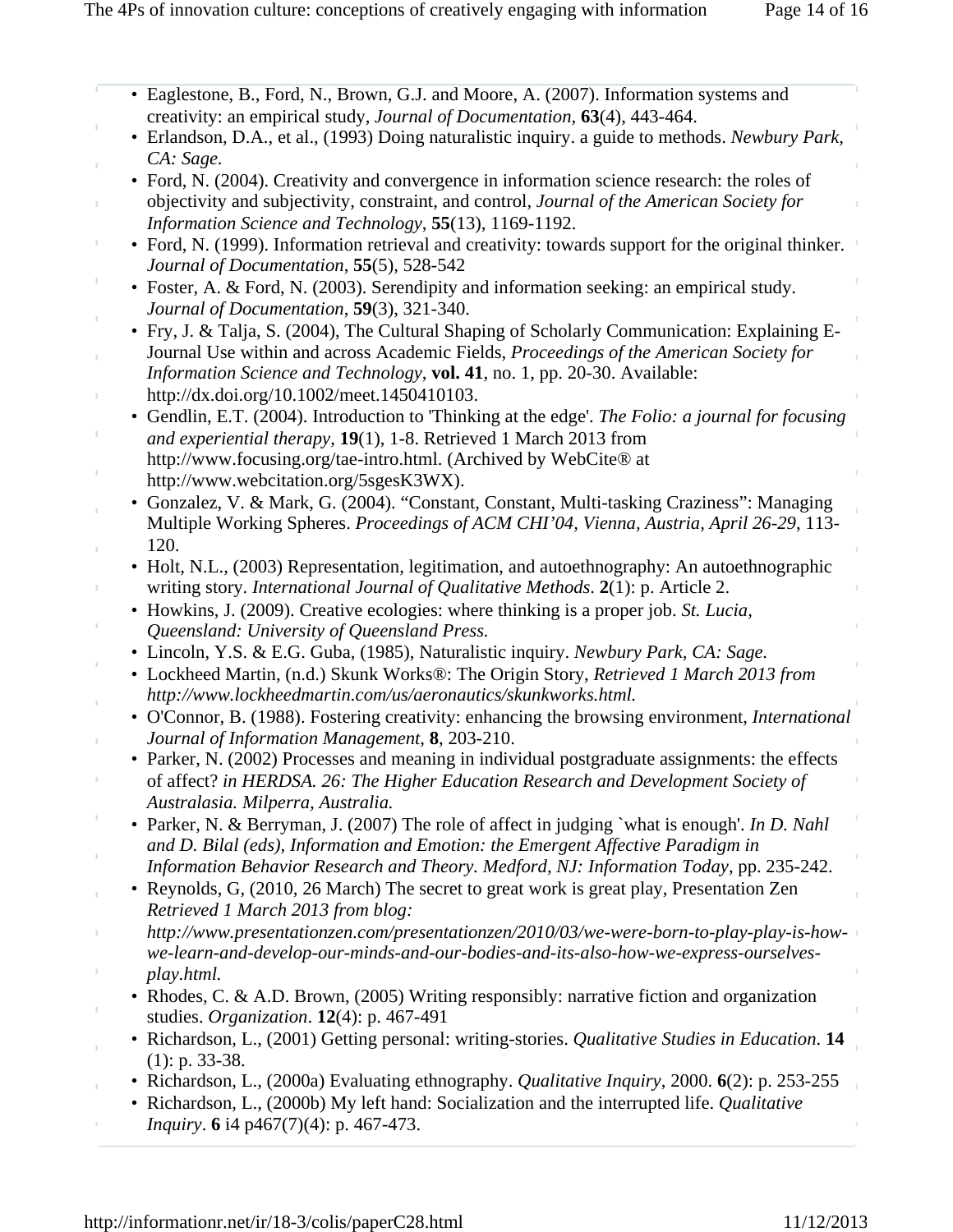- Eaglestone, B., Ford, N., Brown, G.J. and Moore, A. (2007). Information systems and creativity: an empirical study, *Journal of Documentation*, **63**(4), 443-464.
- Erlandson, D.A., et al., (1993) Doing naturalistic inquiry. a guide to methods. *Newbury Park, CA: Sage.*
- Ford, N. (2004). Creativity and convergence in information science research: the roles of objectivity and subjectivity, constraint, and control, *Journal of the American Society for Information Science and Technology*, **55**(13), 1169-1192.
- Ford, N. (1999). Information retrieval and creativity: towards support for the original thinker. *Journal of Documentation*, **55**(5), 528-542
- Foster, A. & Ford, N. (2003). Serendipity and information seeking: an empirical study. *Journal of Documentation*, **59**(3), 321-340.
- Fry, J. & Talja, S. (2004), The Cultural Shaping of Scholarly Communication: Explaining E-Journal Use within and across Academic Fields, *Proceedings of the American Society for Information Science and Technology*, **vol. 41**, no. 1, pp. 20-30. Available: http://dx.doi.org/10.1002/meet.1450410103.
- Gendlin, E.T. (2004). Introduction to 'Thinking at the edge'. *The Folio: a journal for focusing and experiential therapy*, **19**(1), 1-8. Retrieved 1 March 2013 from http://www.focusing.org/tae-intro.html. (Archived by WebCite® at http://www.webcitation.org/5sgesK3WX).
- Gonzalez, V. & Mark, G. (2004). “Constant, Constant, Multi-tasking Craziness”: Managing Multiple Working Spheres. *Proceedings of ACM CHI’04, Vienna, Austria, April 26-29*, 113-120.
- Holt, N.L., (2003) Representation, legitimation, and autoethnography: An autoethnographic writing story. *International Journal of Qualitative Methods*. **2**(1): p. Article 2.
- Howkins, J. (2009). Creative ecologies: where thinking is a proper job. *St. Lucia, Queensland: University of Queensland Press.*
- Lincoln, Y.S. & E.G. Guba, (1985), Naturalistic inquiry. *Newbury Park, CA: Sage.*
- Lockheed Martin, (n.d.) Skunk Works®: The Origin Story, *Retrieved 1 March 2013 from http://www.lockheedmartin.com/us/aeronautics/skunkworks.html.*
- O'Connor, B. (1988). Fostering creativity: enhancing the browsing environment, *International Journal of Information Management*, **8**, 203-210.
- Parker, N. (2002) Processes and meaning in individual postgraduate assignments: the effects of affect? *in HERDSA. 26: The Higher Education Research and Development Society of Australasia. Milperra, Australia.*
- Parker, N. & Berryman, J. (2007) The role of affect in judging `what is enough'. *In D. Nahl and D. Bilal (eds), Information and Emotion: the Emergent Affective Paradigm in Information Behavior Research and Theory. Medford, NJ: Information Today*, pp. 235-242.
- Reynolds, G, (2010, 26 March) The secret to great work is great play, Presentation Zen *Retrieved 1 March 2013 from blog: http://www.presentationzen.com/presentationzen/2010/03/we-were-born-to-play-play-is-how-we-learn-and-develop-our-minds-and-our-bodies-and-its-also-how-we-express-ourselves-play.html.*
- Rhodes, C. & A.D. Brown, (2005) Writing responsibly: narrative fiction and organization studies. *Organization*. **12**(4): p. 467-491
- Richardson, L., (2001) Getting personal: writing-stories. *Qualitative Studies in Education*. **14** (1): p. 33-38.
- Richardson, L., (2000a) Evaluating ethnography. *Qualitative Inquiry*, 2000. **6**(2): p. 253-255
- Richardson, L., (2000b) My left hand: Socialization and the interrupted life. *Qualitative Inquiry*. **6** i4 p467(7)(4): p. 467-473.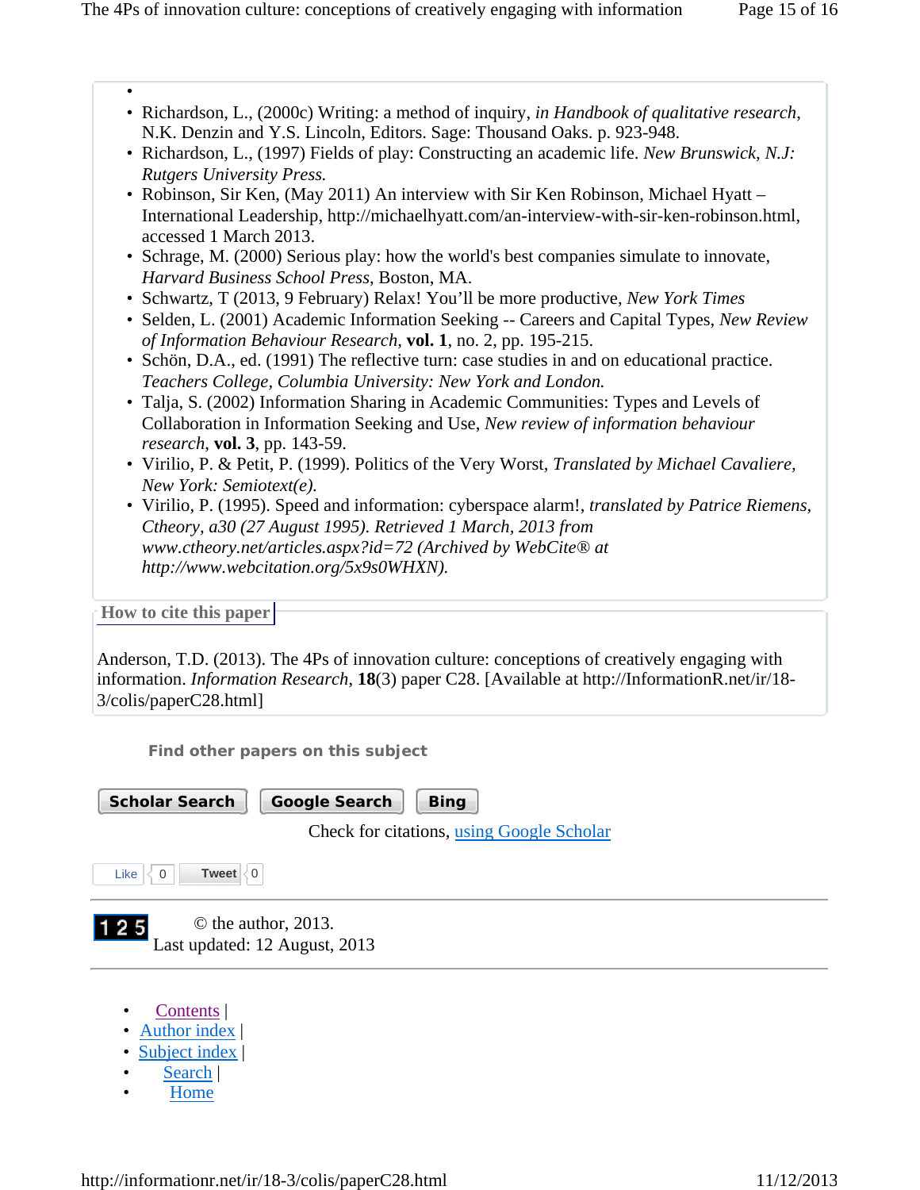- Richardson, L., (2000c) Writing: a method of inquiry, *in Handbook of qualitative research*, N.K. Denzin and Y.S. Lincoln, Editors. Sage: Thousand Oaks. p. 923-948.
- Richardson, L., (1997) Fields of play: Constructing an academic life. *New Brunswick, N.J: Rutgers University Press.*
- Robinson, Sir Ken, (May 2011) An interview with Sir Ken Robinson, Michael Hyatt – International Leadership, http://michaelhyatt.com/an-interview-with-sir-ken-robinson.html, accessed 1 March 2013.
- Schrage, M. (2000) Serious play: how the world's best companies simulate to innovate, *Harvard Business School Press*, Boston, MA.
- Schwartz, T (2013, 9 February) Relax! You'll be more productive, *New York Times*
- Selden, L. (2001) Academic Information Seeking -- Careers and Capital Types, *New Review of Information Behaviour Research*, **vol. 1**, no. 2, pp. 195-215.
- Schön, D.A., ed. (1991) The reflective turn: case studies in and on educational practice. *Teachers College, Columbia University: New York and London.*
- Talja, S. (2002) Information Sharing in Academic Communities: Types and Levels of Collaboration in Information Seeking and Use, *New review of information behaviour research*, **vol. 3**, pp. 143-59.
- Virilio, P. & Petit, P. (1999). Politics of the Very Worst, *Translated by Michael Cavaliere, New York: Semiotext(e).*
- Virilio, P. (1995). Speed and information: cyberspace alarm!, *translated by Patrice Riemens, Ctheory, a30 (27 August 1995). Retrieved 1 March, 2013 from www.ctheory.net/articles.aspx?id=72 (Archived by WebCite® at http://www.webcitation.org/5x9s0WHXN).*

## How to cite this paper

Anderson, T.D. (2013). The 4Ps of innovation culture: conceptions of creatively engaging with information. *Information Research*, **18**(3) paper C28. [Available at http://InformationR.net/ir/18-3/colis/paperC28.html]

**Find other papers on this subject**

Scholar Search | Google Search | Bing

Check for citations, using Google Scholar

Like 0 | Tweet 0

125

© the author, 2013.
Last updated: 12 August, 2013

- Contents |
- Author index |
- Subject index |
- Search |
- Home